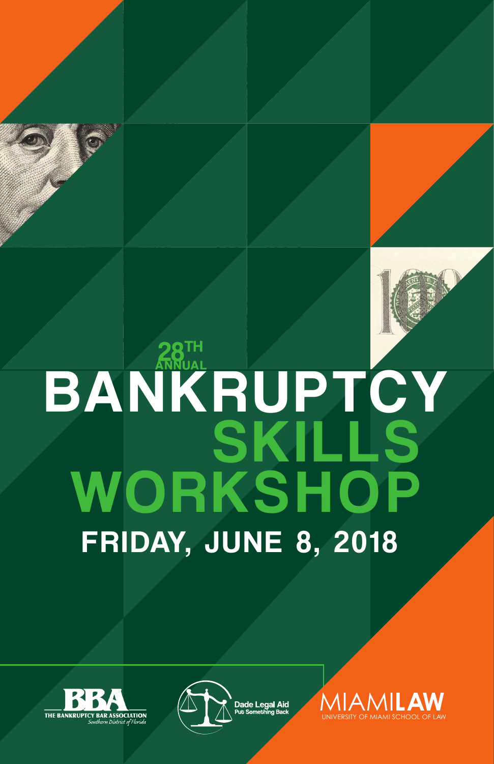28TH ANNUAL

# BANKRUPTCY SKILLS WORKSHOP

## FRIDAY, JUNE 8, 2018

BBA
THE BANKRUPTCY BAR ASSOCIATION
*Southern District of Florida*

Dade Legal Aid
Put Something Back

MIAMI**LAW**
UNIVERSITY OF MIAMI SCHOOL OF LAW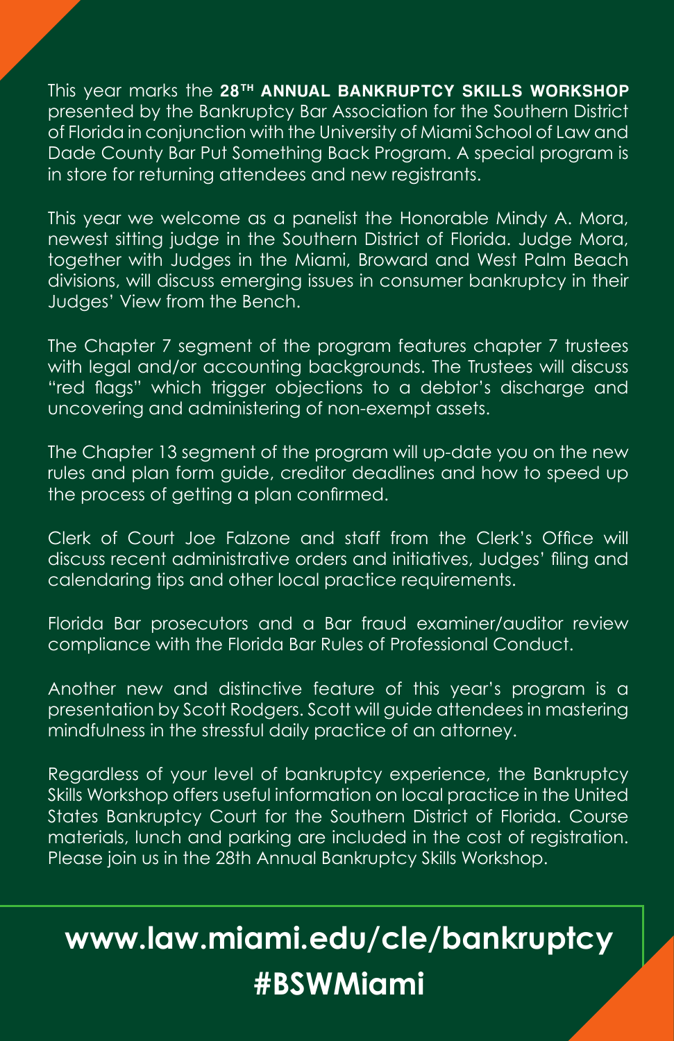This year marks the **28TH ANNUAL BANKRUPTCY SKILLS WORKSHOP** presented by the Bankruptcy Bar Association for the Southern District of Florida in conjunction with the University of Miami School of Law and Dade County Bar Put Something Back Program. A special program is in store for returning attendees and new registrants.

This year we welcome as a panelist the Honorable Mindy A. Mora, newest sitting judge in the Southern District of Florida. Judge Mora, together with Judges in the Miami, Broward and West Palm Beach divisions, will discuss emerging issues in consumer bankruptcy in their Judges' View from the Bench.

The Chapter 7 segment of the program features chapter 7 trustees with legal and/or accounting backgrounds. The Trustees will discuss "red flags" which trigger objections to a debtor's discharge and uncovering and administering of non-exempt assets.

The Chapter 13 segment of the program will up-date you on the new rules and plan form guide, creditor deadlines and how to speed up the process of getting a plan confirmed.

Clerk of Court Joe Falzone and staff from the Clerk's Office will discuss recent administrative orders and initiatives, Judges' filing and calendaring tips and other local practice requirements.

Florida Bar prosecutors and a Bar fraud examiner/auditor review compliance with the Florida Bar Rules of Professional Conduct.

Another new and distinctive feature of this year's program is a presentation by Scott Rodgers. Scott will guide attendees in mastering mindfulness in the stressful daily practice of an attorney.

Regardless of your level of bankruptcy experience, the Bankruptcy Skills Workshop offers useful information on local practice in the United States Bankruptcy Court for the Southern District of Florida. Course materials, lunch and parking are included in the cost of registration. Please join us in the 28th Annual Bankruptcy Skills Workshop.

**www.law.miami.edu/cle/bankruptcy**

**#BSWMiami**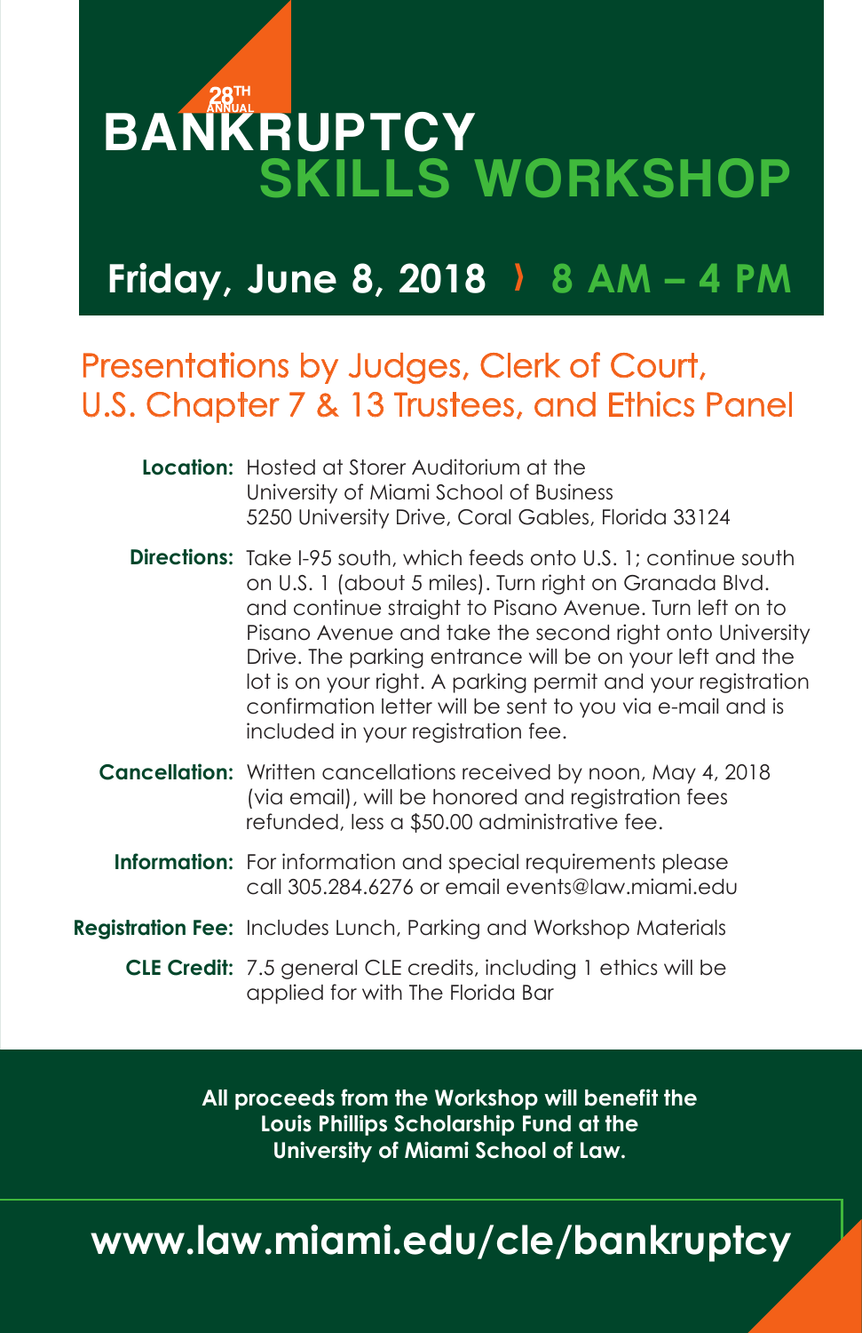28TH ANNUAL

# BANKRUPTCY SKILLS WORKSHOP

## Friday, June 8, 2018 › 8 AM – 4 PM

## Presentations by Judges, Clerk of Court, U.S. Chapter 7 & 13 Trustees, and Ethics Panel

**Location:** Hosted at Storer Auditorium at the University of Miami School of Business
5250 University Drive, Coral Gables, Florida 33124

**Directions:** Take I-95 south, which feeds onto U.S. 1; continue south on U.S. 1 (about 5 miles). Turn right on Granada Blvd. and continue straight to Pisano Avenue. Turn left on to Pisano Avenue and take the second right onto University Drive. The parking entrance will be on your left and the lot is on your right. A parking permit and your registration confirmation letter will be sent to you via e-mail and is included in your registration fee.

**Cancellation:** Written cancellations received by noon, May 4, 2018 (via email), will be honored and registration fees refunded, less a $50.00 administrative fee.

**Information:** For information and special requirements please call 305.284.6276 or email events@law.miami.edu

**Registration Fee:** Includes Lunch, Parking and Workshop Materials

**CLE Credit:** 7.5 general CLE credits, including 1 ethics will be applied for with The Florida Bar

**All proceeds from the Workshop will benefit the Louis Phillips Scholarship Fund at the University of Miami School of Law.**

**www.law.miami.edu/cle/bankruptcy**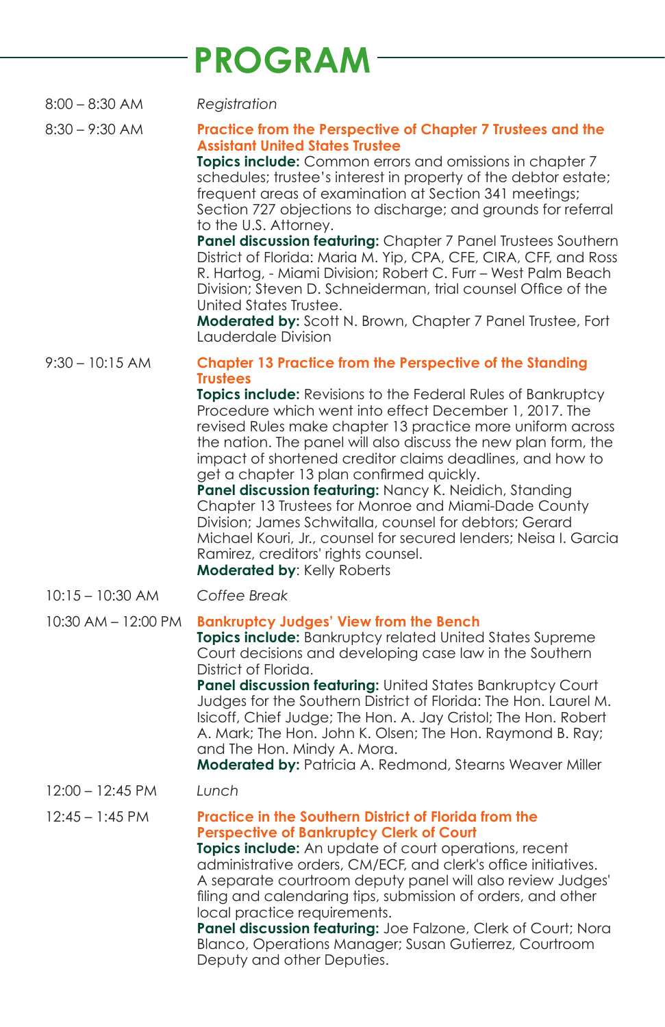# PROGRAM

**8:00 – 8:30 AM**

*Registration*

**8:30 – 9:30 AM**

**Practice from the Perspective of Chapter 7 Trustees and the Assistant United States Trustee**

**Topics include:** Common errors and omissions in chapter 7 schedules; trustee's interest in property of the debtor estate; frequent areas of examination at Section 341 meetings; Section 727 objections to discharge; and grounds for referral to the U.S. Attorney.

**Panel discussion featuring:** Chapter 7 Panel Trustees Southern District of Florida: Maria M. Yip, CPA, CFE, CIRA, CFF, and Ross R. Hartog, - Miami Division; Robert C. Furr – West Palm Beach Division; Steven D. Schneiderman, trial counsel Office of the United States Trustee.

**Moderated by:** Scott N. Brown, Chapter 7 Panel Trustee, Fort Lauderdale Division

**9:30 – 10:15 AM**

**Chapter 13 Practice from the Perspective of the Standing Trustees**

**Topics include:** Revisions to the Federal Rules of Bankruptcy Procedure which went into effect December 1, 2017. The revised Rules make chapter 13 practice more uniform across the nation. The panel will also discuss the new plan form, the impact of shortened creditor claims deadlines, and how to get a chapter 13 plan confirmed quickly.

**Panel discussion featuring:** Nancy K. Neidich, Standing Chapter 13 Trustees for Monroe and Miami-Dade County Division; James Schwitalla, counsel for debtors; Gerard Michael Kouri, Jr., counsel for secured lenders; Neisa I. Garcia Ramirez, creditors' rights counsel.

**Moderated by**: Kelly Roberts

**10:15 – 10:30 AM**

*Coffee Break*

**10:30 AM – 12:00 PM**

**Bankruptcy Judges' View from the Bench**

**Topics include:** Bankruptcy related United States Supreme Court decisions and developing case law in the Southern District of Florida.

**Panel discussion featuring:** United States Bankruptcy Court Judges for the Southern District of Florida: The Hon. Laurel M. Isicoff, Chief Judge; The Hon. A. Jay Cristol; The Hon. Robert A. Mark; The Hon. John K. Olsen; The Hon. Raymond B. Ray; and The Hon. Mindy A. Mora.

**Moderated by:** Patricia A. Redmond, Stearns Weaver Miller

**12:00 – 12:45 PM**

*Lunch*

**12:45 – 1:45 PM**

**Practice in the Southern District of Florida from the Perspective of Bankruptcy Clerk of Court**

**Topics include:** An update of court operations, recent administrative orders, CM/ECF, and clerk's office initiatives. A separate courtroom deputy panel will also review Judges' filing and calendaring tips, submission of orders, and other local practice requirements.

**Panel discussion featuring:** Joe Falzone, Clerk of Court; Nora Blanco, Operations Manager; Susan Gutierrez, Courtroom Deputy and other Deputies.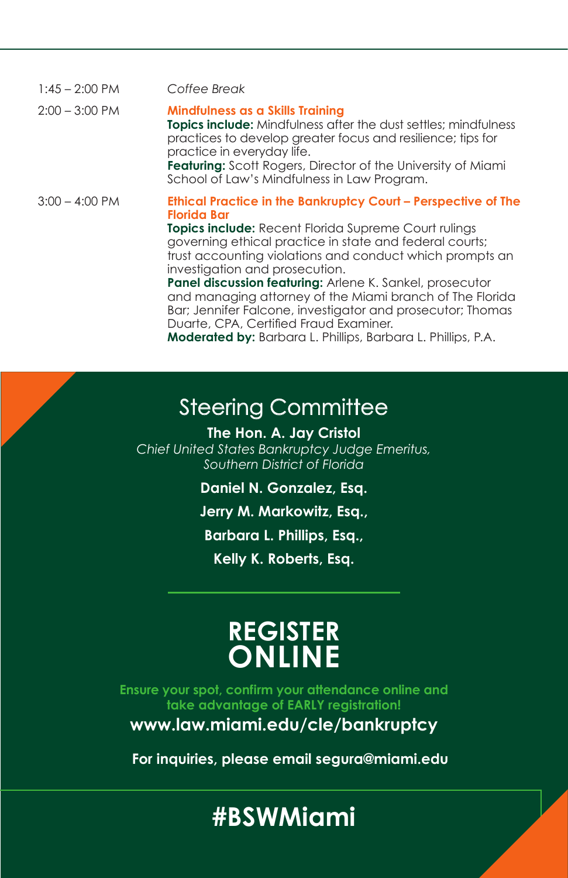| | |
|---|---|
| 1:45 – 2:00 PM | *Coffee Break* |
| 2:00 – 3:00 PM | **Mindfulness as a Skills Training**<br>**Topics include:** Mindfulness after the dust settles; mindfulness practices to develop greater focus and resilience; tips for practice in everyday life.<br>**Featuring:** Scott Rogers, Director of the University of Miami School of Law's Mindfulness in Law Program. |
| 3:00 – 4:00 PM | **Ethical Practice in the Bankruptcy Court – Perspective of The Florida Bar**<br>**Topics include:** Recent Florida Supreme Court rulings governing ethical practice in state and federal courts; trust accounting violations and conduct which prompts an investigation and prosecution.<br>**Panel discussion featuring:** Arlene K. Sankel, prosecutor and managing attorney of the Miami branch of The Florida Bar; Jennifer Falcone, investigator and prosecutor; Thomas Duarte, CPA, Certified Fraud Examiner.<br>**Moderated by:** Barbara L. Phillips, Barbara L. Phillips, P.A. |

## Steering Committee

**The Hon. A. Jay Cristol**
*Chief United States Bankruptcy Judge Emeritus, Southern District of Florida*

**Daniel N. Gonzalez, Esq.**

**Jerry M. Markowitz, Esq.,**

**Barbara L. Phillips, Esq.,**

**Kelly K. Roberts, Esq.**

## REGISTER ONLINE

**Ensure your spot, confirm your attendance online and take advantage of EARLY registration!**

**www.law.miami.edu/cle/bankruptcy**

**For inquiries, please email segura@miami.edu**

**#BSWMiami**